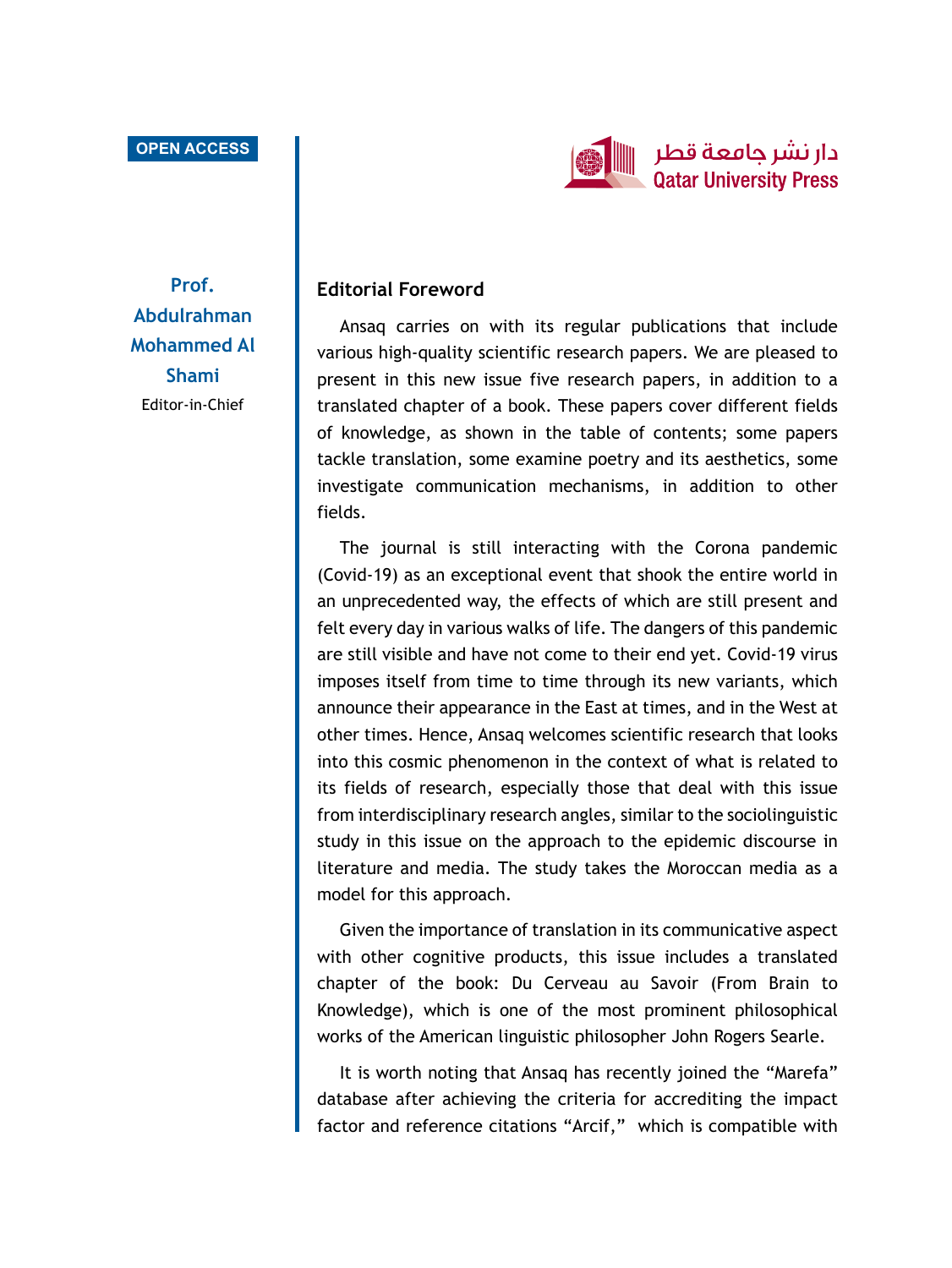OPEN ACCESS

دار نشر جامعة قطر
Qatar University Press

**Prof. Abdulrahman Mohammed Al Shami**
Editor-in-Chief

## Editorial Foreword

Ansaq carries on with its regular publications that include various high-quality scientific research papers. We are pleased to present in this new issue five research papers, in addition to a translated chapter of a book. These papers cover different fields of knowledge, as shown in the table of contents; some papers tackle translation, some examine poetry and its aesthetics, some investigate communication mechanisms, in addition to other fields.

The journal is still interacting with the Corona pandemic (Covid-19) as an exceptional event that shook the entire world in an unprecedented way, the effects of which are still present and felt every day in various walks of life. The dangers of this pandemic are still visible and have not come to their end yet. Covid-19 virus imposes itself from time to time through its new variants, which announce their appearance in the East at times, and in the West at other times. Hence, Ansaq welcomes scientific research that looks into this cosmic phenomenon in the context of what is related to its fields of research, especially those that deal with this issue from interdisciplinary research angles, similar to the sociolinguistic study in this issue on the approach to the epidemic discourse in literature and media. The study takes the Moroccan media as a model for this approach.

Given the importance of translation in its communicative aspect with other cognitive products, this issue includes a translated chapter of the book: Du Cerveau au Savoir (From Brain to Knowledge), which is one of the most prominent philosophical works of the American linguistic philosopher John Rogers Searle.

It is worth noting that Ansaq has recently joined the “Marefa” database after achieving the criteria for accrediting the impact factor and reference citations “Arcif,” which is compatible with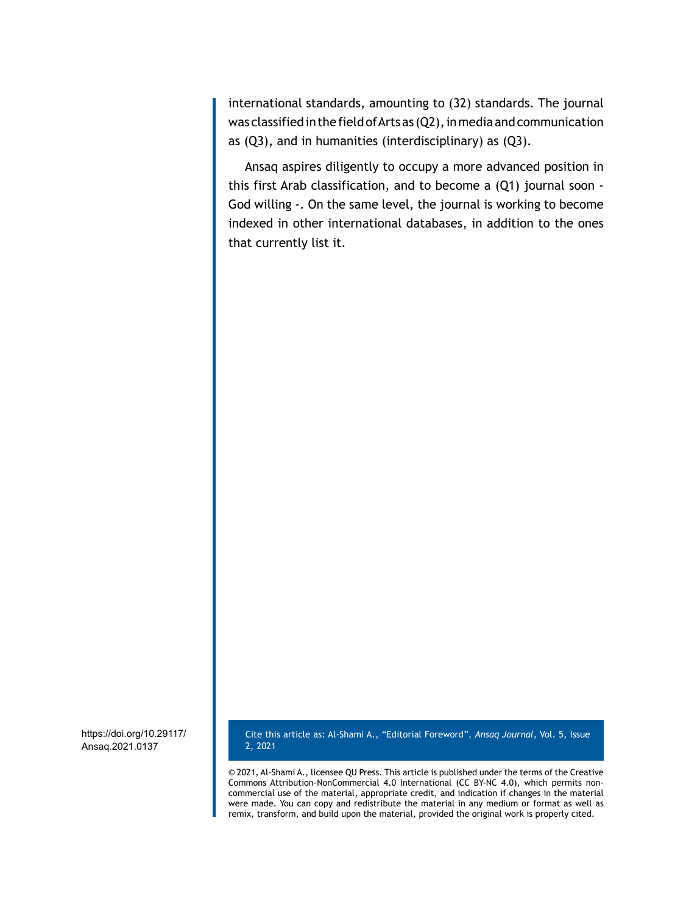international standards, amounting to (32) standards. The journal was classified in the field of Arts as (Q2), in media and communication as (Q3), and in humanities (interdisciplinary) as (Q3).

Ansaq aspires diligently to occupy a more advanced position in this first Arab classification, and to become a (Q1) journal soon - God willing -. On the same level, the journal is working to become indexed in other international databases, in addition to the ones that currently list it.

https://doi.org/10.29117/Ansaq.2021.0137

Cite this article as: Al-Shami A., "Editorial Foreword", *Ansaq Journal*, Vol. 5, Issue 2, 2021

© 2021, Al-Shami A., licensee QU Press. This article is published under the terms of the Creative Commons Attribution-NonCommercial 4.0 International (CC BY-NC 4.0), which permits non-commercial use of the material, appropriate credit, and indication if changes in the material were made. You can copy and redistribute the material in any medium or format as well as remix, transform, and build upon the material, provided the original work is properly cited.